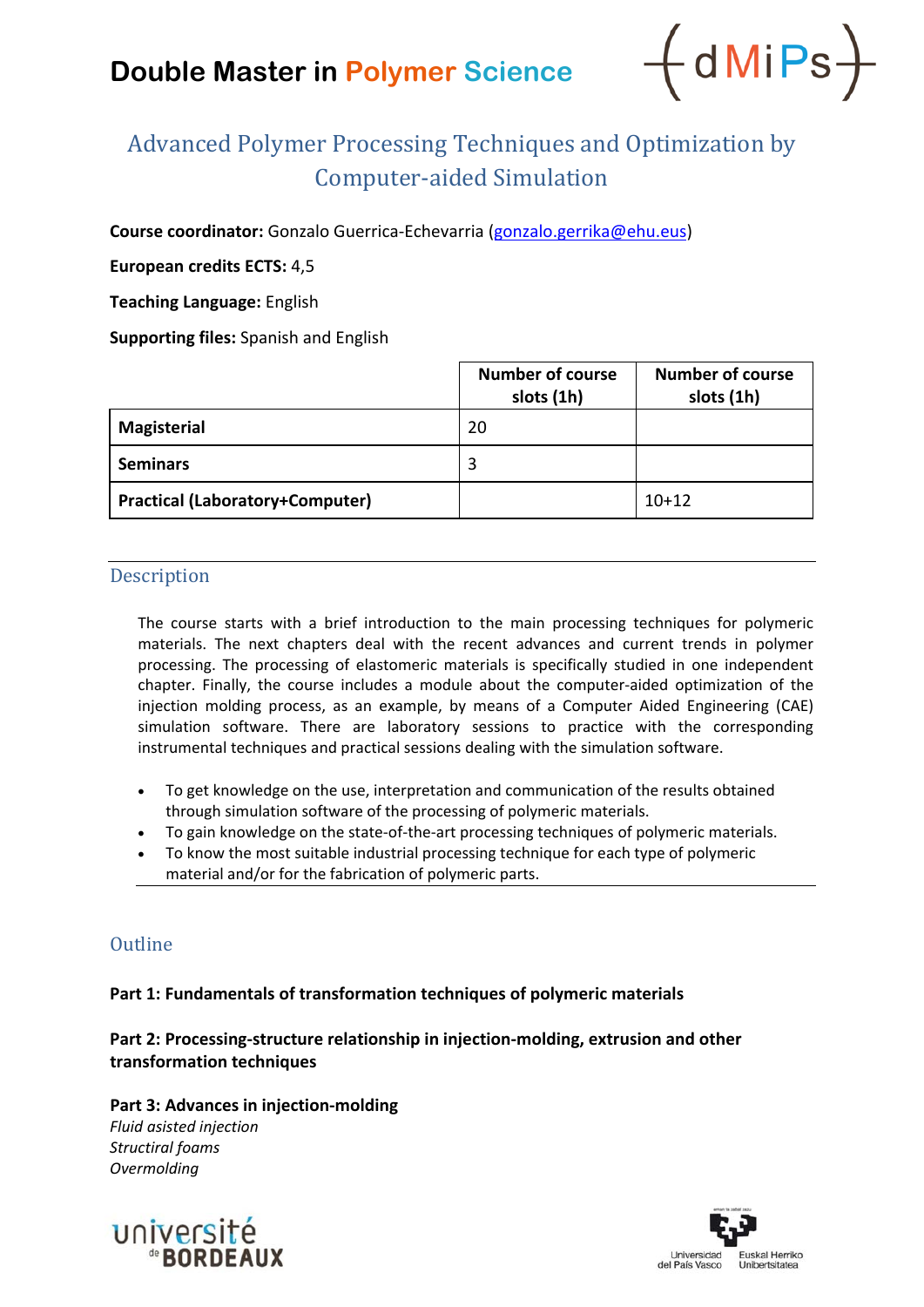# Double Master in Polymer Science

## Advanced Polymer Processing Techniques and Optimization by Computer-aided Simulation

**Course coordinator:** Gonzalo Guerrica-Echevarria (gonzalo.gerrika@ehu.eus)

**European credits ECTS:** 4,5

**Teaching Language:** English

**Supporting files:** Spanish and English

| | Number of course slots (1h) | Number of course slots (1h) |
|---|---|---|
| **Magisterial** | 20 | |
| **Seminars** | 3 | |
| **Practical (Laboratory+Computer)** | | 10+12 |

## Description

The course starts with a brief introduction to the main processing techniques for polymeric materials. The next chapters deal with the recent advances and current trends in polymer processing. The processing of elastomeric materials is specifically studied in one independent chapter. Finally, the course includes a module about the computer-aided optimization of the injection molding process, as an example, by means of a Computer Aided Engineering (CAE) simulation software. There are laboratory sessions to practice with the corresponding instrumental techniques and practical sessions dealing with the simulation software.

- To get knowledge on the use, interpretation and communication of the results obtained through simulation software of the processing of polymeric materials.
- To gain knowledge on the state-of-the-art processing techniques of polymeric materials.
- To know the most suitable industrial processing technique for each type of polymeric material and/or for the fabrication of polymeric parts.

## Outline

**Part 1: Fundamentals of transformation techniques of polymeric materials**

**Part 2: Processing-structure relationship in injection-molding, extrusion and other transformation techniques**

**Part 3: Advances in injection-molding**
*Fluid asisted injection*
*Structiral foams*
*Overmolding*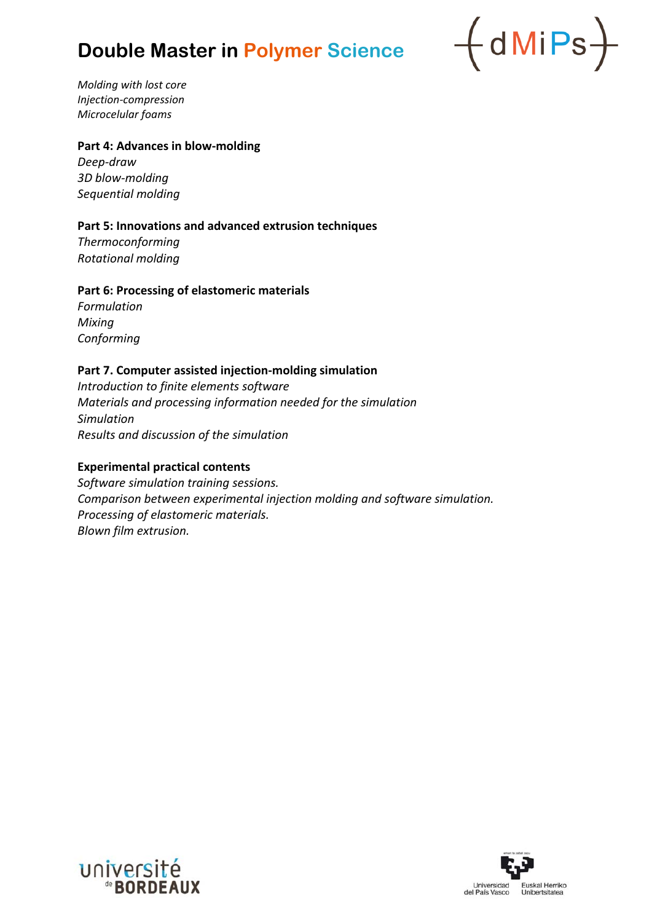*Molding with lost core*
*Injection-compression*
*Microcelular foams*

**Part 4: Advances in blow-molding**
*Deep-draw*
*3D blow-molding*
*Sequential molding*

**Part 5: Innovations and advanced extrusion techniques**
*Thermoconforming*
*Rotational molding*

**Part 6: Processing of elastomeric materials**
*Formulation*
*Mixing*
*Conforming*

**Part 7. Computer assisted injection-molding simulation**
*Introduction to finite elements software*
*Materials and processing information needed for the simulation*
*Simulation*
*Results and discussion of the simulation*

**Experimental practical contents**
*Software simulation training sessions.*
*Comparison between experimental injection molding and software simulation.*
*Processing of elastomeric materials.*
*Blown film extrusion.*